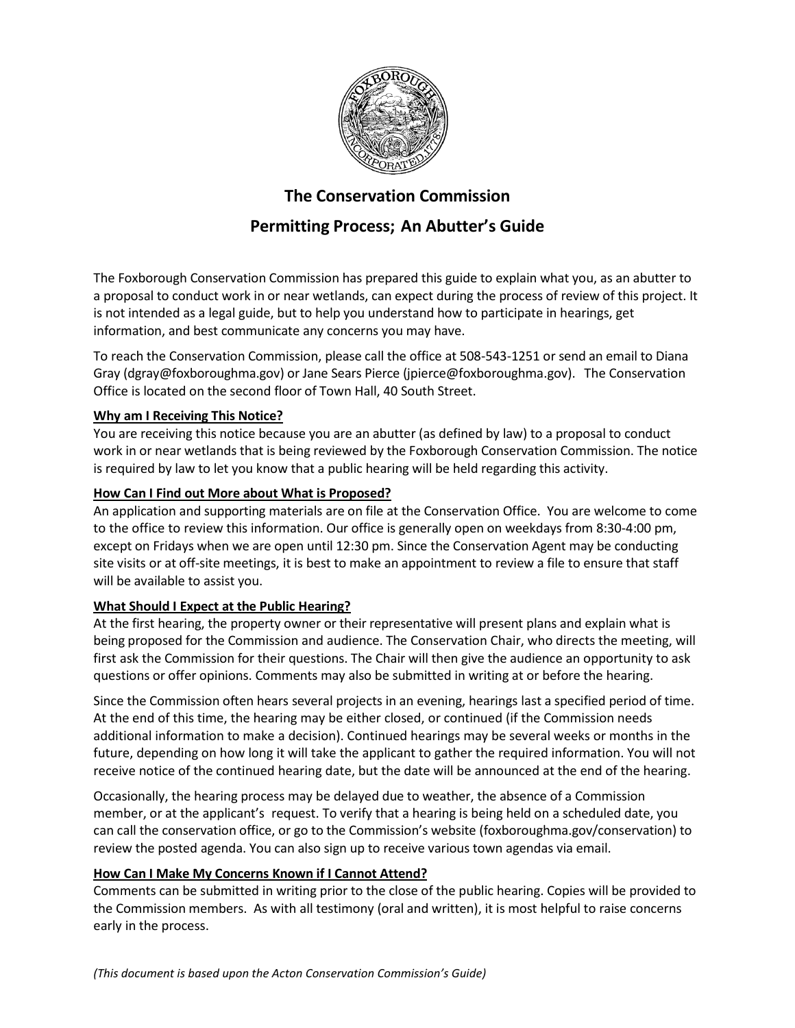# The Conservation Commission

## Permitting Process; An Abutter's Guide

The Foxborough Conservation Commission has prepared this guide to explain what you, as an abutter to a proposal to conduct work in or near wetlands, can expect during the process of review of this project. It is not intended as a legal guide, but to help you understand how to participate in hearings, get information, and best communicate any concerns you may have.

To reach the Conservation Commission, please call the office at 508-543-1251 or send an email to Diana Gray (dgray@foxboroughma.gov) or Jane Sears Pierce (jpierce@foxboroughma.gov). The Conservation Office is located on the second floor of Town Hall, 40 South Street.

**Why am I Receiving This Notice?**

You are receiving this notice because you are an abutter (as defined by law) to a proposal to conduct work in or near wetlands that is being reviewed by the Foxborough Conservation Commission. The notice is required by law to let you know that a public hearing will be held regarding this activity.

**How Can I Find out More about What is Proposed?**

An application and supporting materials are on file at the Conservation Office. You are welcome to come to the office to review this information. Our office is generally open on weekdays from 8:30-4:00 pm, except on Fridays when we are open until 12:30 pm. Since the Conservation Agent may be conducting site visits or at off-site meetings, it is best to make an appointment to review a file to ensure that staff will be available to assist you.

**What Should I Expect at the Public Hearing?**

At the first hearing, the property owner or their representative will present plans and explain what is being proposed for the Commission and audience. The Conservation Chair, who directs the meeting, will first ask the Commission for their questions. The Chair will then give the audience an opportunity to ask questions or offer opinions. Comments may also be submitted in writing at or before the hearing.

Since the Commission often hears several projects in an evening, hearings last a specified period of time. At the end of this time, the hearing may be either closed, or continued (if the Commission needs additional information to make a decision). Continued hearings may be several weeks or months in the future, depending on how long it will take the applicant to gather the required information. You will not receive notice of the continued hearing date, but the date will be announced at the end of the hearing.

Occasionally, the hearing process may be delayed due to weather, the absence of a Commission member, or at the applicant's request. To verify that a hearing is being held on a scheduled date, you can call the conservation office, or go to the Commission's website (foxboroughma.gov/conservation) to review the posted agenda. You can also sign up to receive various town agendas via email.

**How Can I Make My Concerns Known if I Cannot Attend?**

Comments can be submitted in writing prior to the close of the public hearing. Copies will be provided to the Commission members. As with all testimony (oral and written), it is most helpful to raise concerns early in the process.

*(This document is based upon the Acton Conservation Commission's Guide)*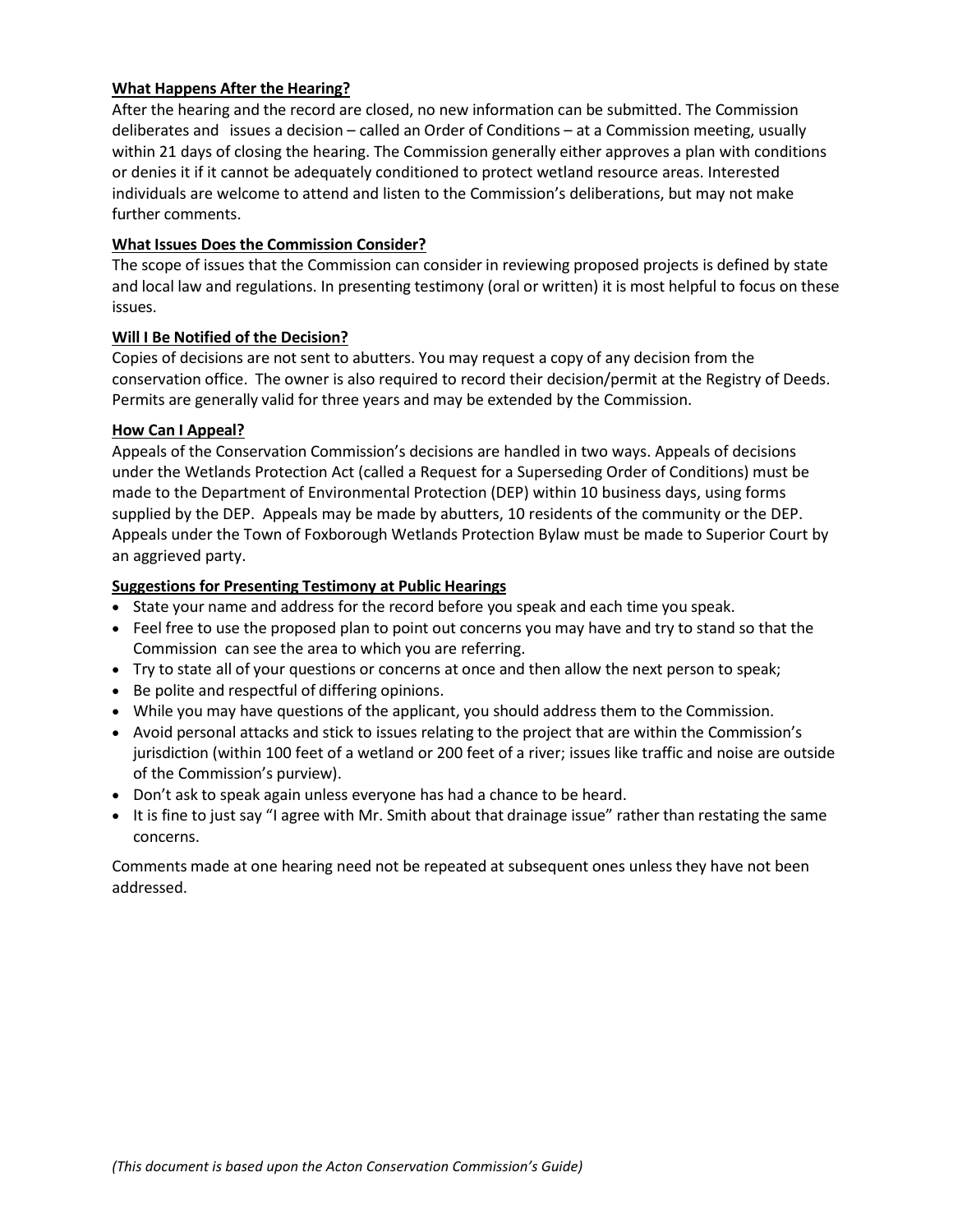**What Happens After the Hearing?**

After the hearing and the record are closed, no new information can be submitted. The Commission deliberates and issues a decision – called an Order of Conditions – at a Commission meeting, usually within 21 days of closing the hearing. The Commission generally either approves a plan with conditions or denies it if it cannot be adequately conditioned to protect wetland resource areas. Interested individuals are welcome to attend and listen to the Commission's deliberations, but may not make further comments.

**What Issues Does the Commission Consider?**

The scope of issues that the Commission can consider in reviewing proposed projects is defined by state and local law and regulations. In presenting testimony (oral or written) it is most helpful to focus on these issues.

**Will I Be Notified of the Decision?**

Copies of decisions are not sent to abutters. You may request a copy of any decision from the conservation office. The owner is also required to record their decision/permit at the Registry of Deeds. Permits are generally valid for three years and may be extended by the Commission.

**How Can I Appeal?**

Appeals of the Conservation Commission's decisions are handled in two ways. Appeals of decisions under the Wetlands Protection Act (called a Request for a Superseding Order of Conditions) must be made to the Department of Environmental Protection (DEP) within 10 business days, using forms supplied by the DEP. Appeals may be made by abutters, 10 residents of the community or the DEP. Appeals under the Town of Foxborough Wetlands Protection Bylaw must be made to Superior Court by an aggrieved party.

**Suggestions for Presenting Testimony at Public Hearings**

- State your name and address for the record before you speak and each time you speak.
- Feel free to use the proposed plan to point out concerns you may have and try to stand so that the Commission can see the area to which you are referring.
- Try to state all of your questions or concerns at once and then allow the next person to speak;
- Be polite and respectful of differing opinions.
- While you may have questions of the applicant, you should address them to the Commission.
- Avoid personal attacks and stick to issues relating to the project that are within the Commission's jurisdiction (within 100 feet of a wetland or 200 feet of a river; issues like traffic and noise are outside of the Commission's purview).
- Don't ask to speak again unless everyone has had a chance to be heard.
- It is fine to just say "I agree with Mr. Smith about that drainage issue" rather than restating the same concerns.

Comments made at one hearing need not be repeated at subsequent ones unless they have not been addressed.

*(This document is based upon the Acton Conservation Commission's Guide)*